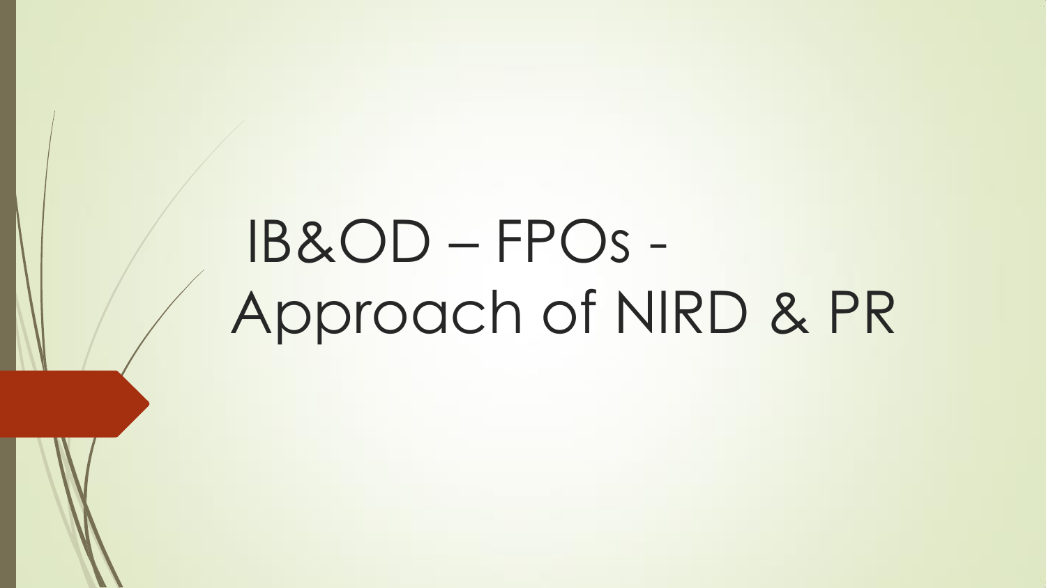# IB&OD – FPOs - Approach of NIRD & PR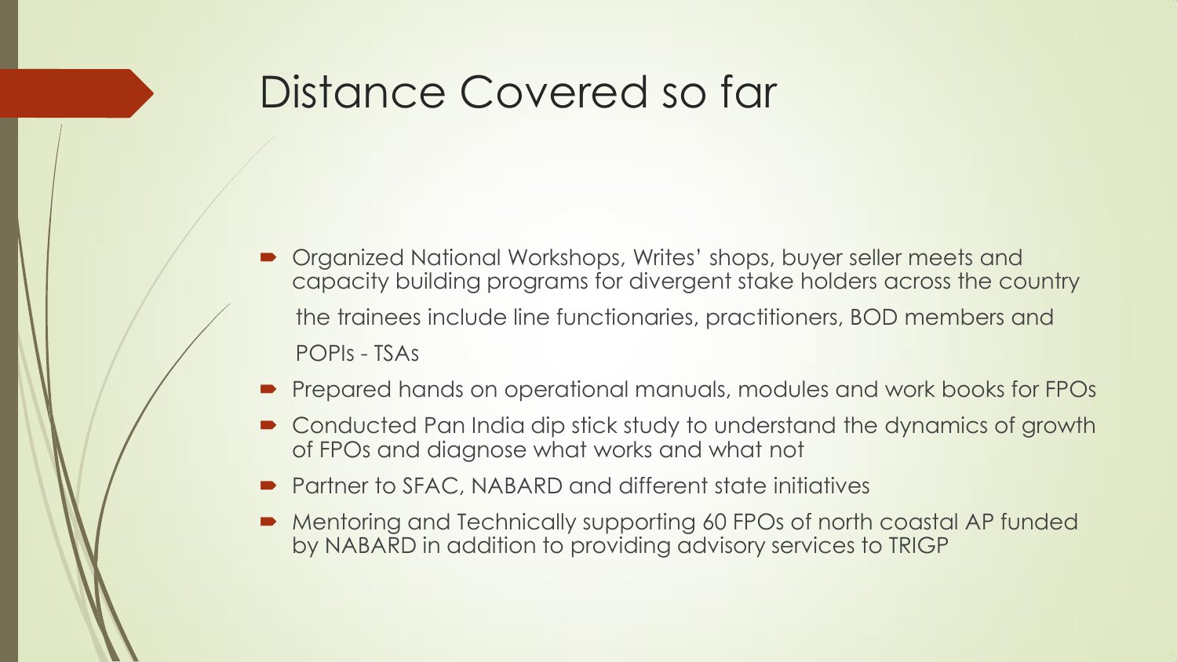# Distance Covered so far

- Organized National Workshops, Writes' shops, buyer seller meets and capacity building programs for divergent stake holders across the country

  the trainees include line functionaries, practitioners, BOD members and

  POPIs - TSAs
- Prepared hands on operational manuals, modules and work books for FPOs
- Conducted Pan India dip stick study to understand the dynamics of growth of FPOs and diagnose what works and what not
- Partner to SFAC, NABARD and different state initiatives
- Mentoring and Technically supporting 60 FPOs of north coastal AP funded by NABARD in addition to providing advisory services to TRIGP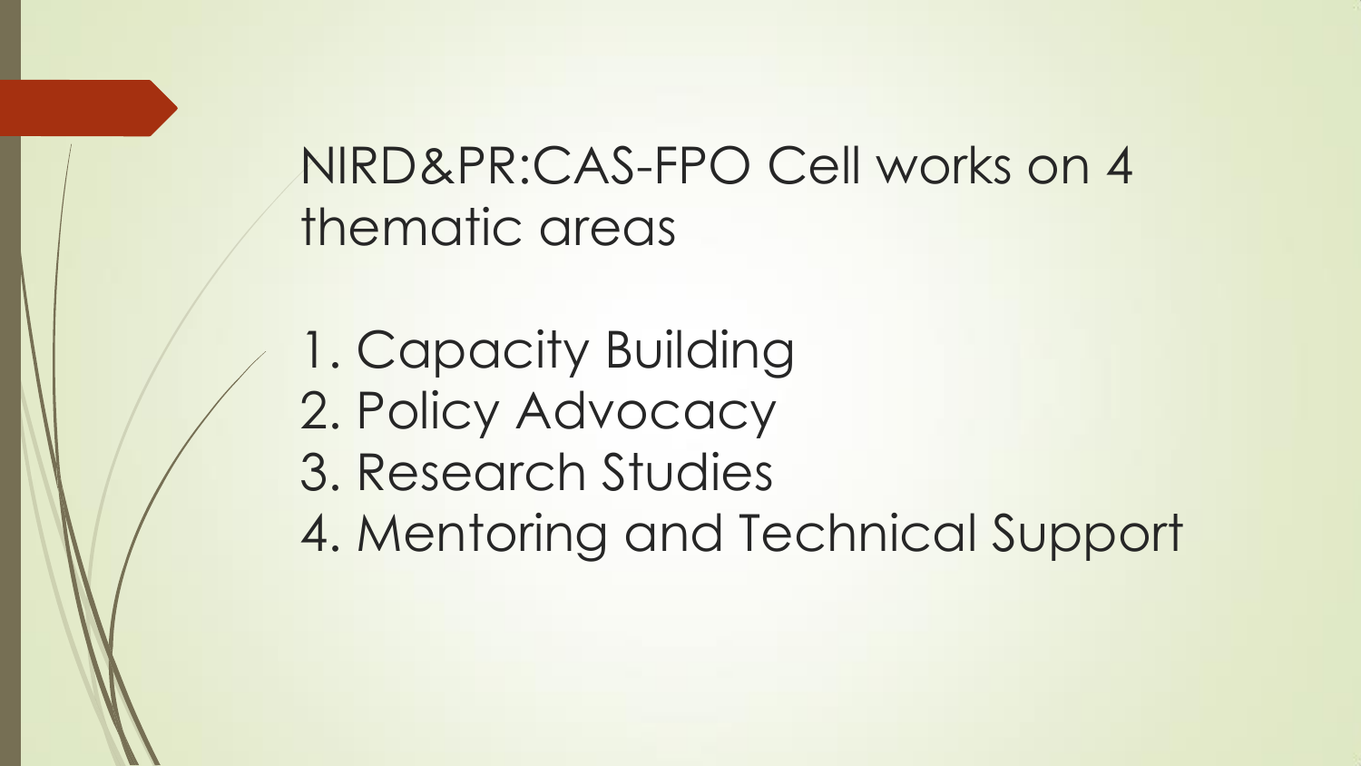# NIRD&PR:CAS-FPO Cell works on 4 thematic areas

1. Capacity Building
2. Policy Advocacy
3. Research Studies
4. Mentoring and Technical Support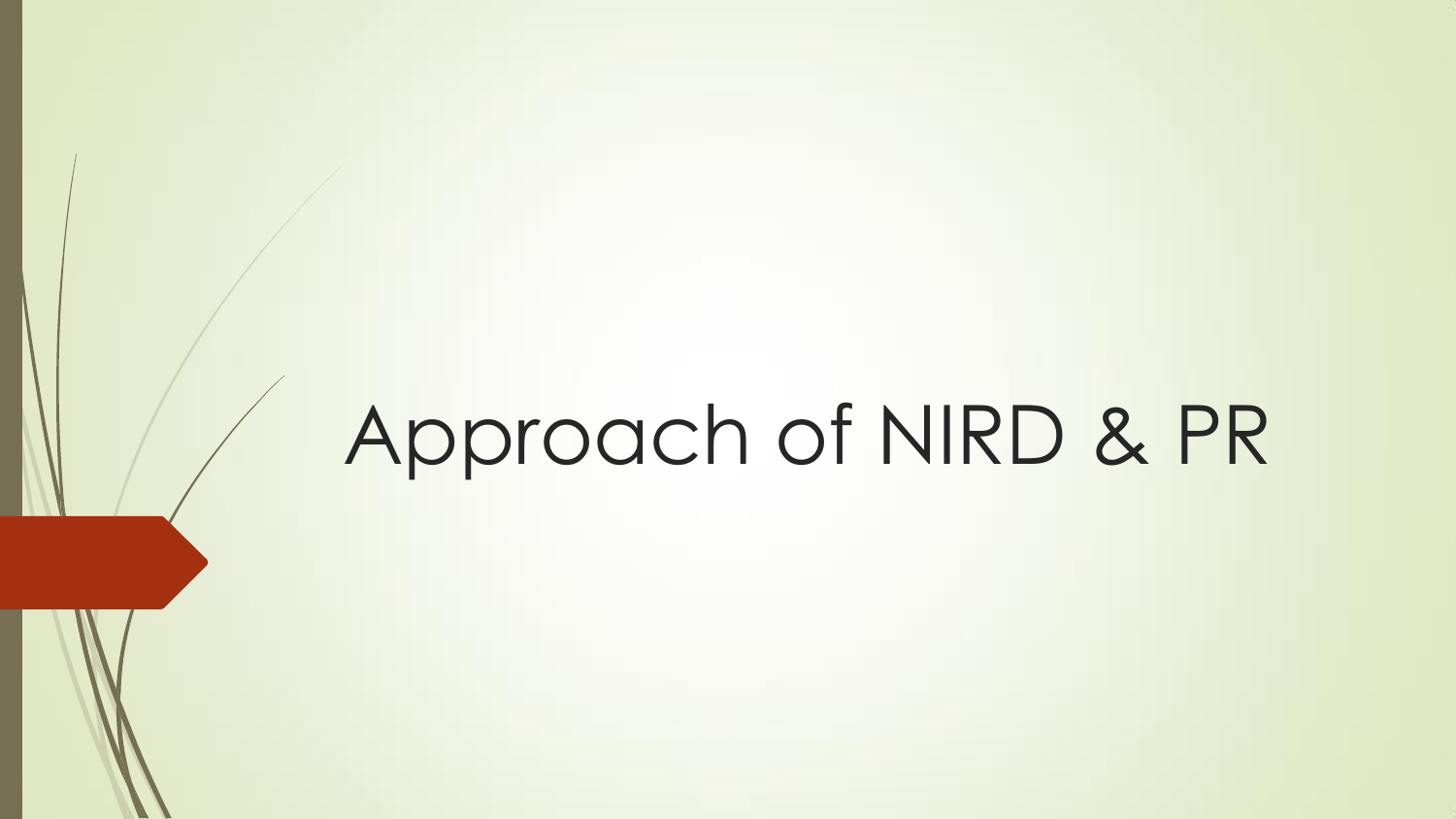# Approach of NIRD & PR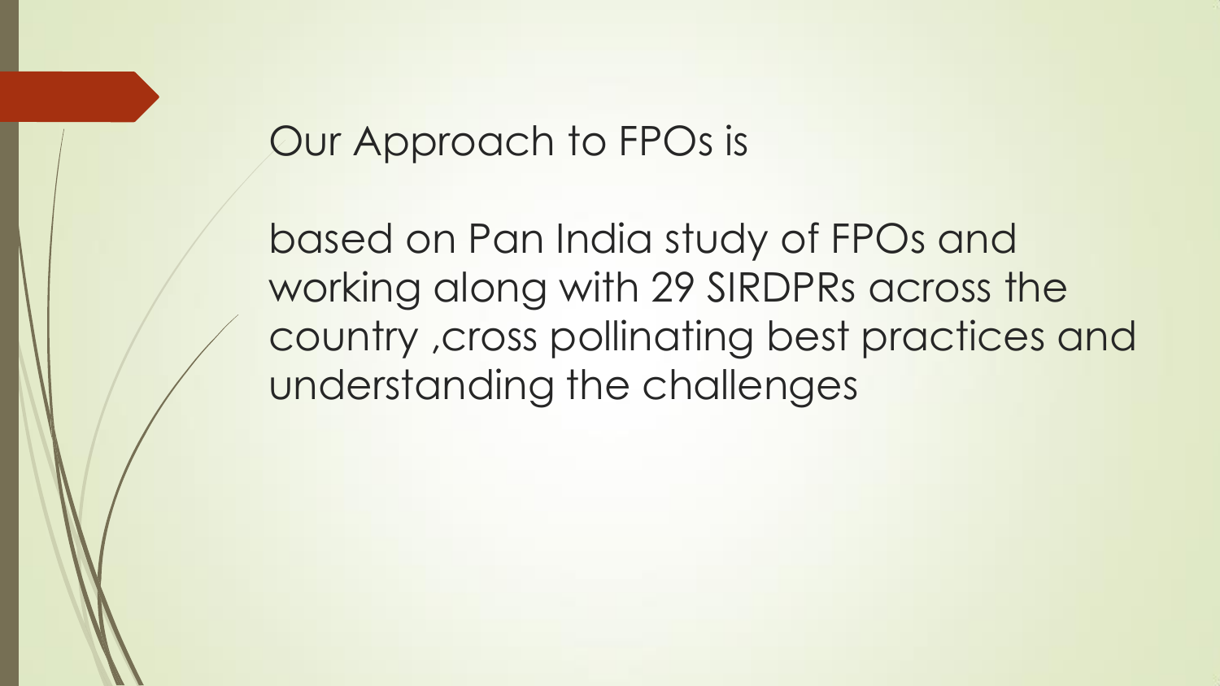# Our Approach to FPOs is

based on Pan India study of FPOs and working along with 29 SIRDPRs across the country ,cross pollinating best practices and understanding the challenges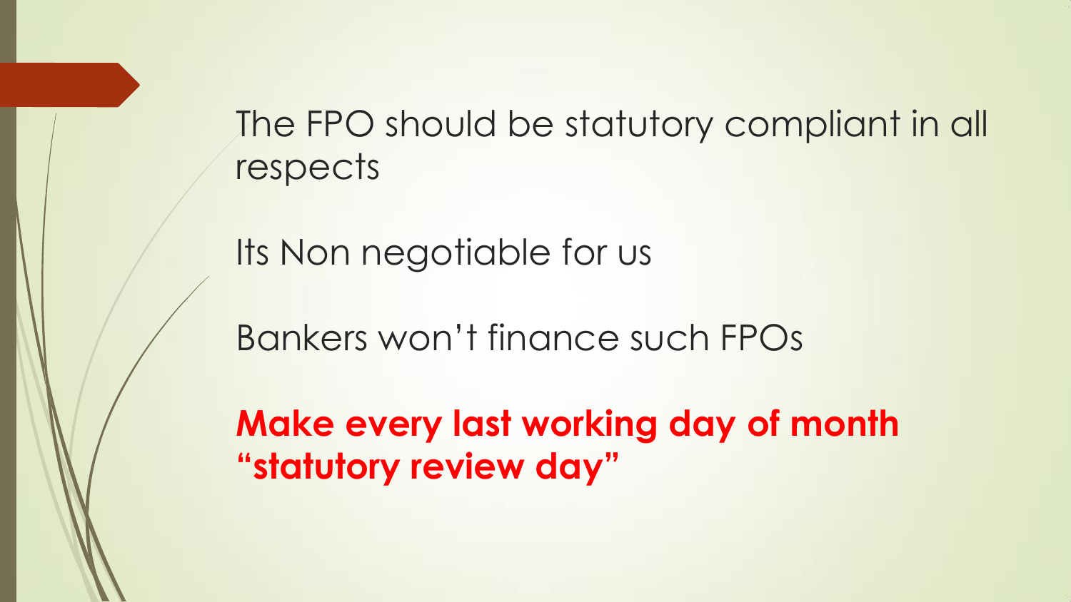The FPO should be statutory compliant in all respects

Its Non negotiable for us

Bankers won’t finance such FPOs

**Make every last working day of month “statutory review day”**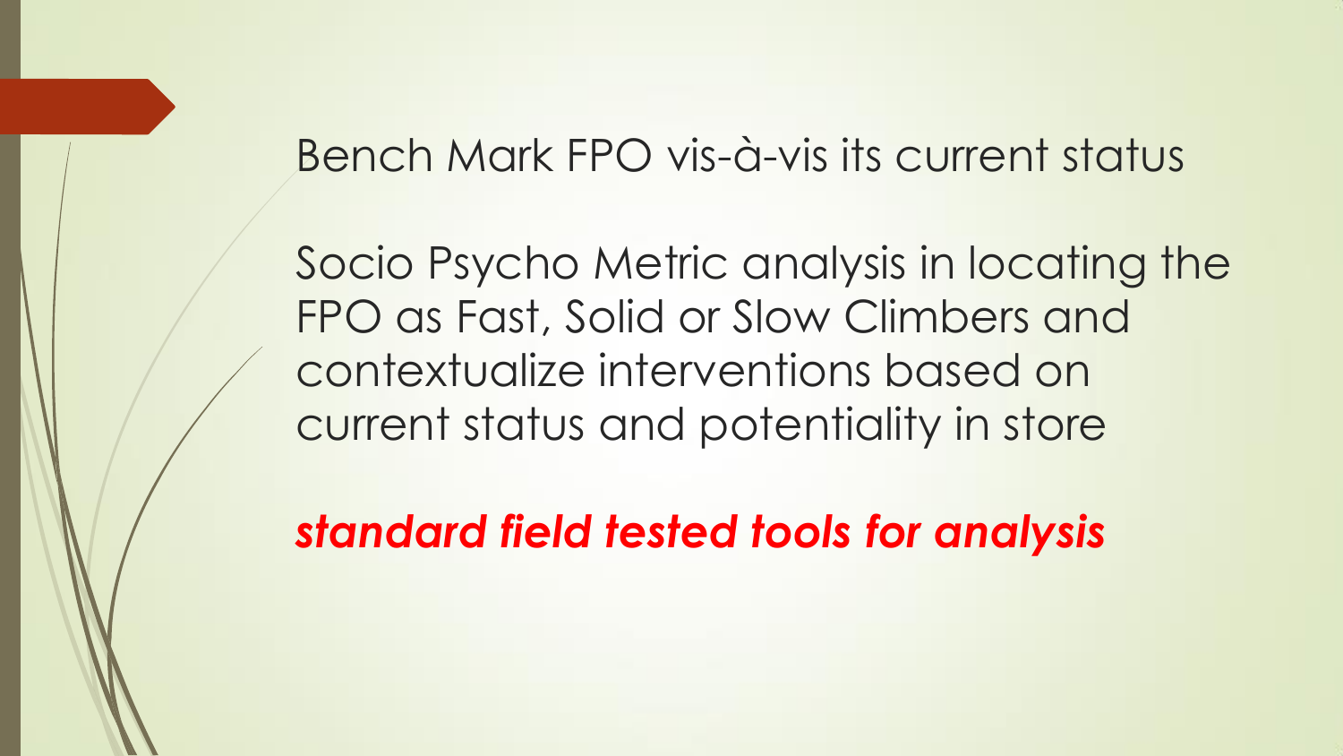Bench Mark FPO vis-à-vis its current status

Socio Psycho Metric analysis in locating the FPO as Fast, Solid or Slow Climbers and contextualize interventions based on current status and potentiality in store

***standard field tested tools for analysis***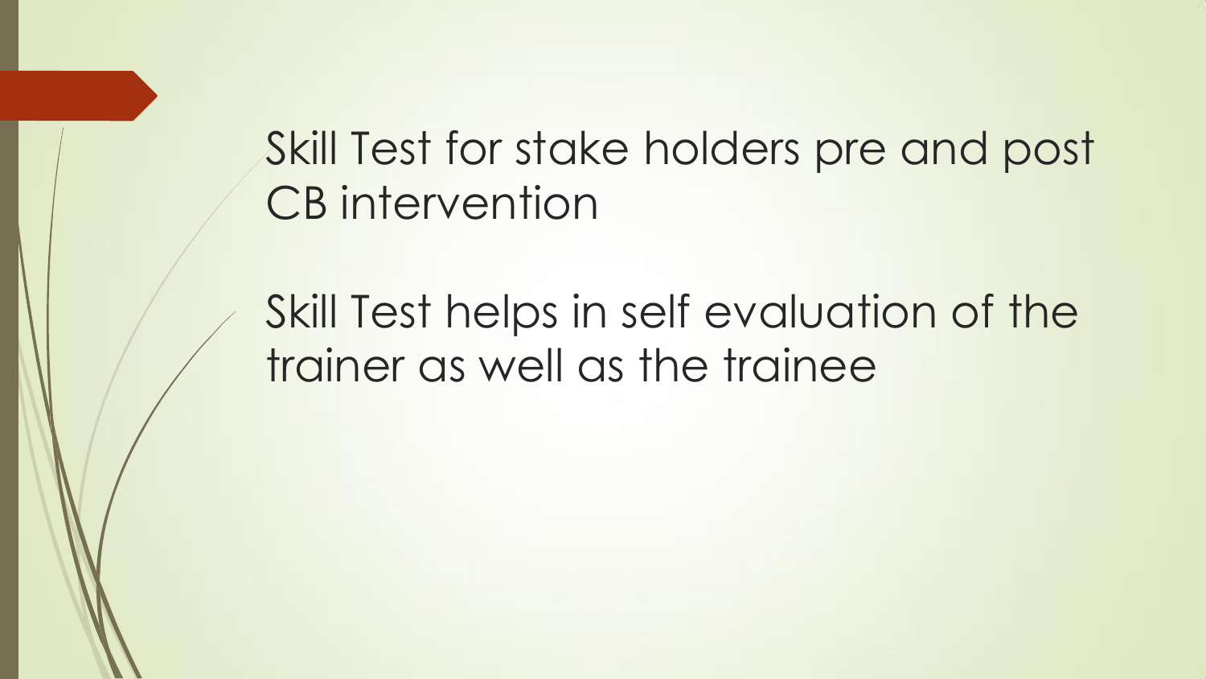Skill Test for stake holders pre and post CB intervention

Skill Test helps in self evaluation of the trainer as well as the trainee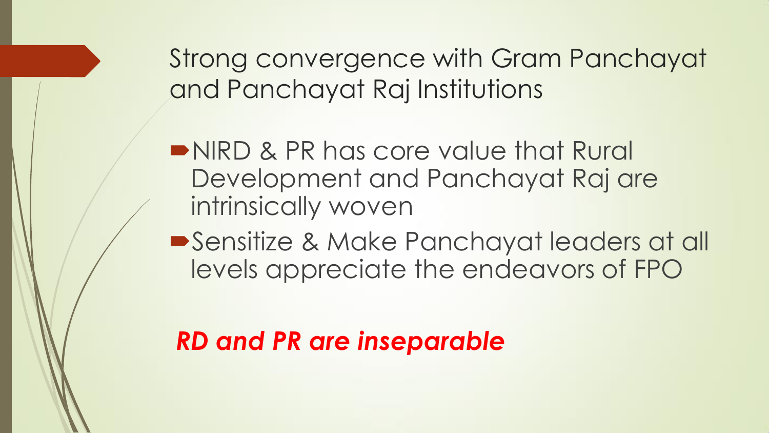# Strong convergence with Gram Panchayat and Panchayat Raj Institutions

- NIRD & PR has core value that Rural Development and Panchayat Raj are intrinsically woven
- Sensitize & Make Panchayat leaders at all levels appreciate the endeavors of FPO

***RD and PR are inseparable***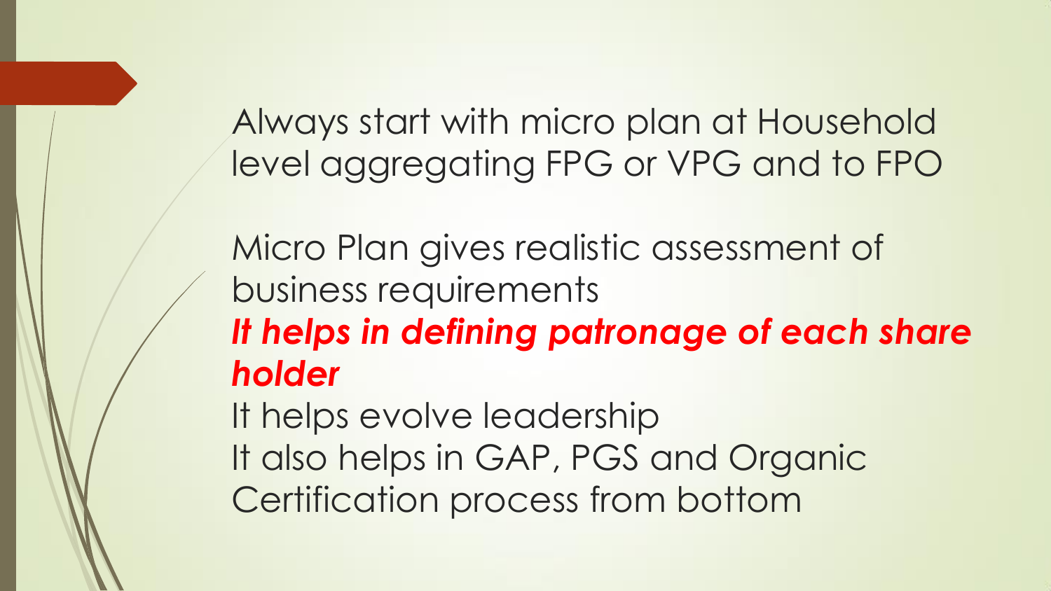Always start with micro plan at Household level aggregating FPG or VPG and to FPO

Micro Plan gives realistic assessment of business requirements

***It helps in defining patronage of each share holder***

It helps evolve leadership

It also helps in GAP, PGS and Organic Certification process from bottom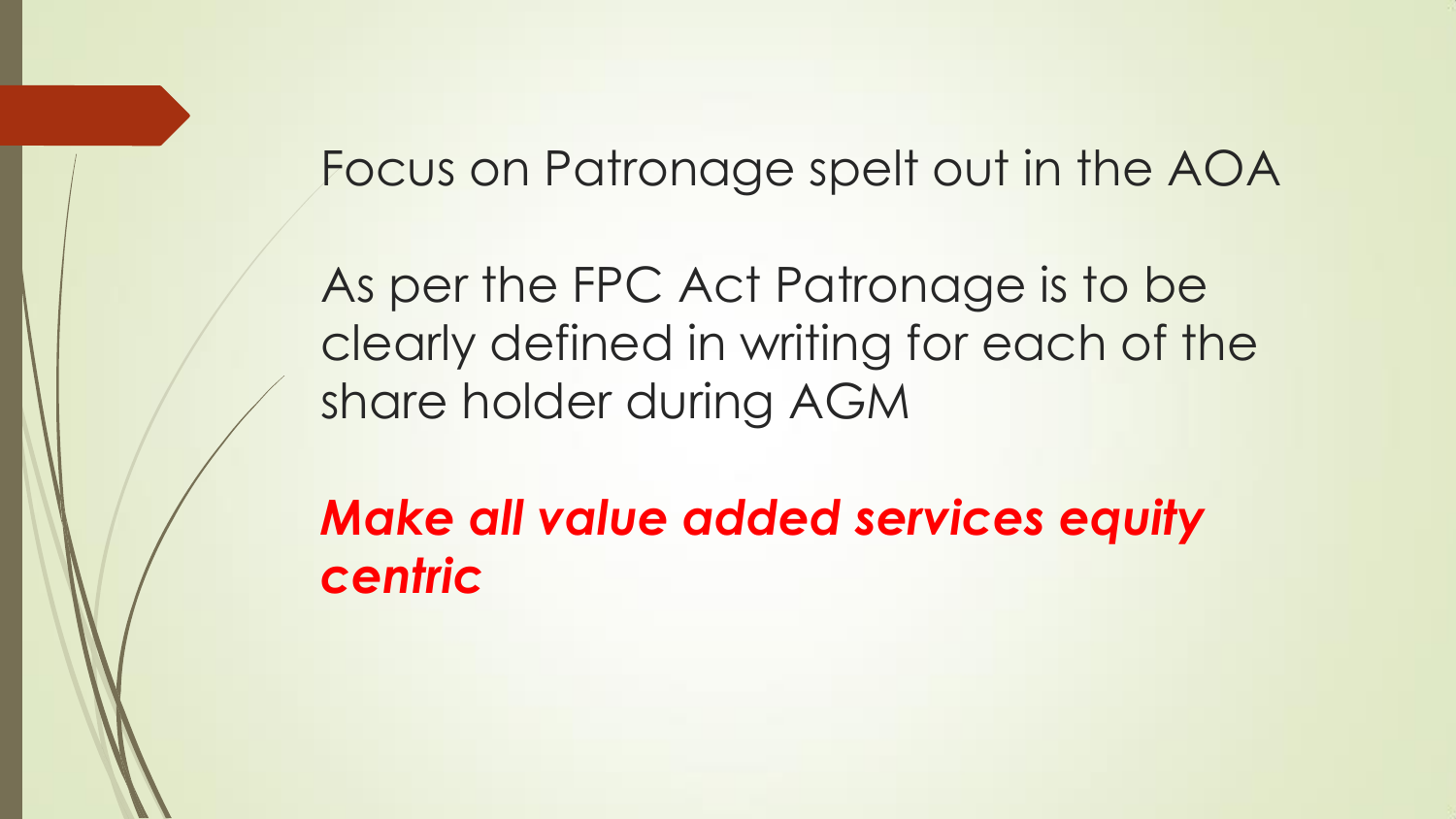Focus on Patronage spelt out in the AOA

As per the FPC Act Patronage is to be clearly defined in writing for each of the share holder during AGM

***Make all value added services equity centric***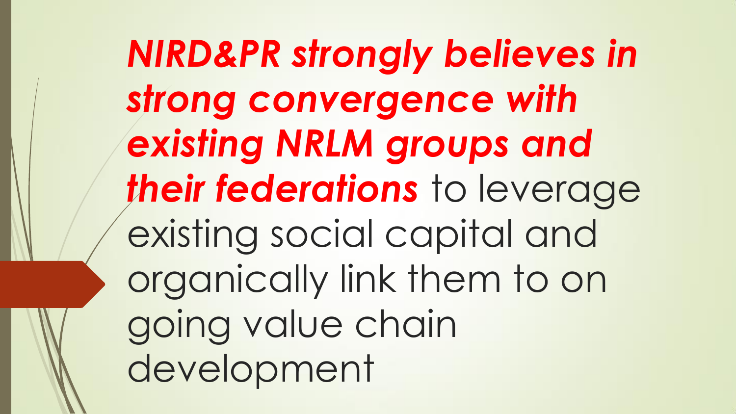***NIRD&PR strongly believes in strong convergence with existing NRLM groups and their federations*** to leverage existing social capital and organically link them to on going value chain development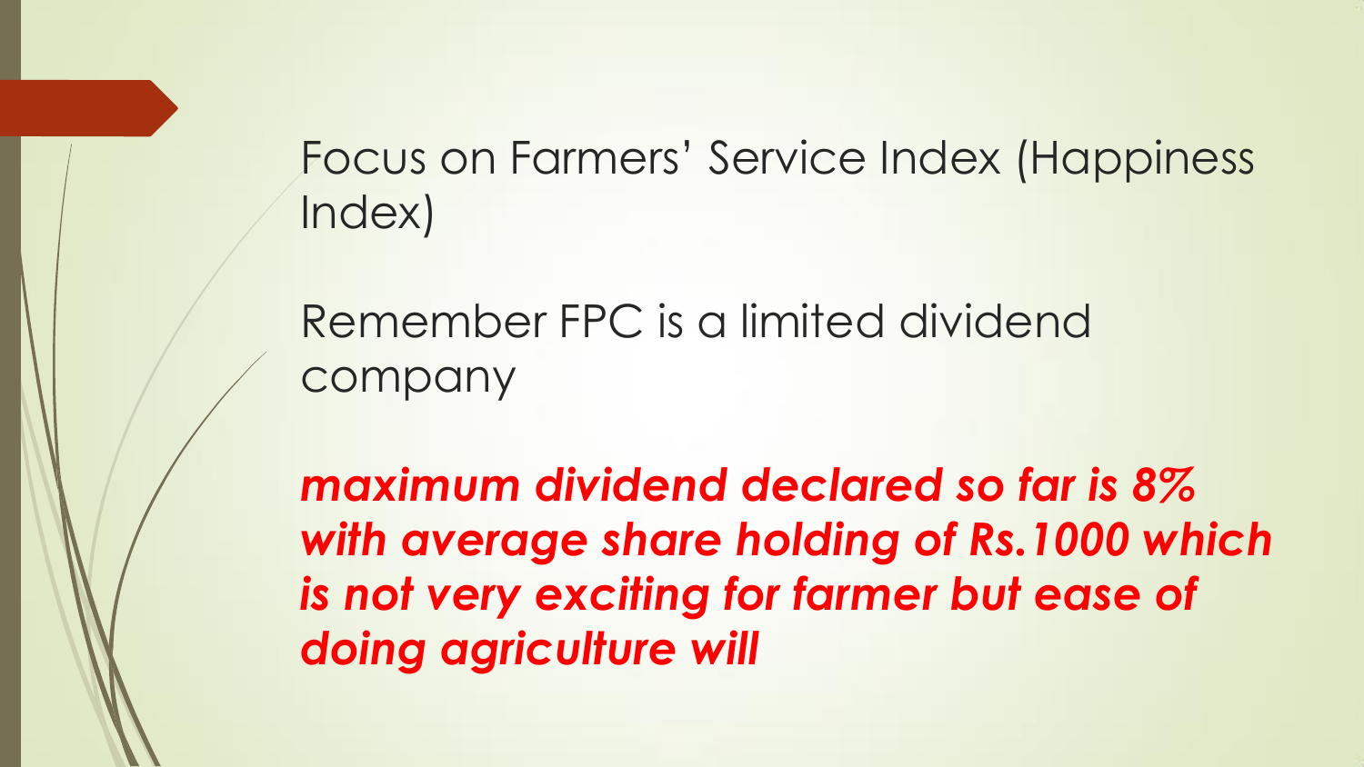Focus on Farmers' Service Index (Happiness Index)

Remember FPC is a limited dividend company

***maximum dividend declared so far is 8% with average share holding of Rs.1000 which is not very exciting for farmer but ease of doing agriculture will***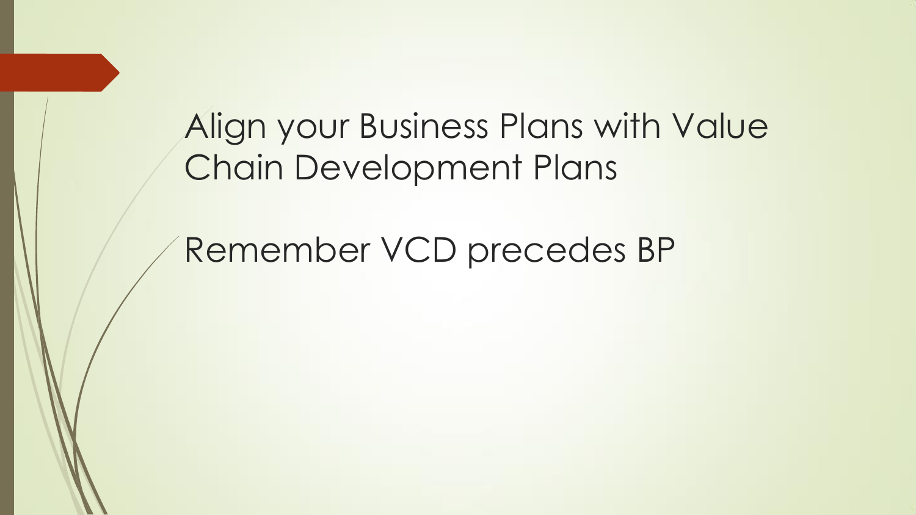# Align your Business Plans with Value Chain Development Plans

Remember VCD precedes BP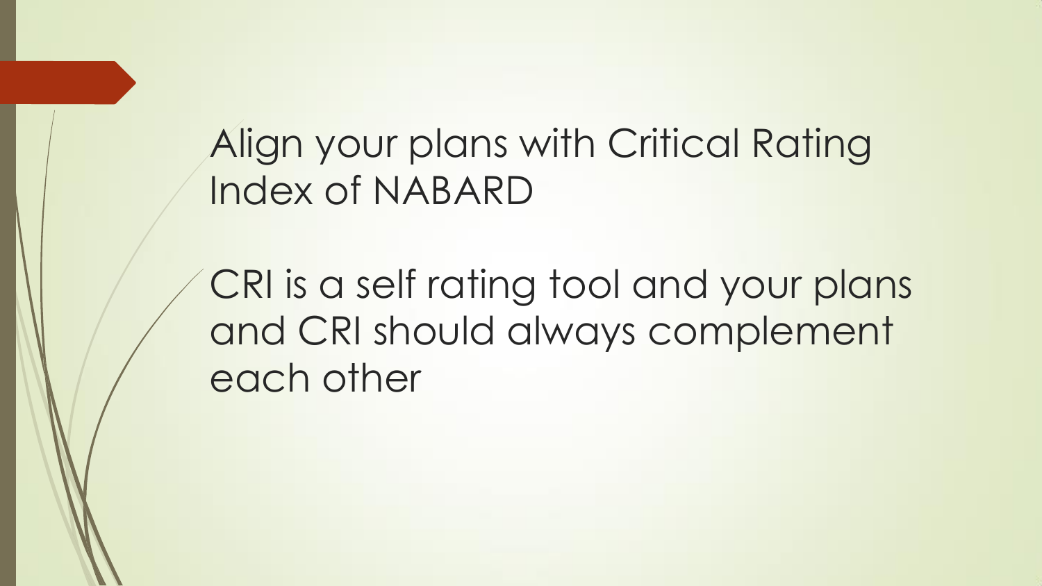Align your plans with Critical Rating Index of NABARD

CRI is a self rating tool and your plans and CRI should always complement each other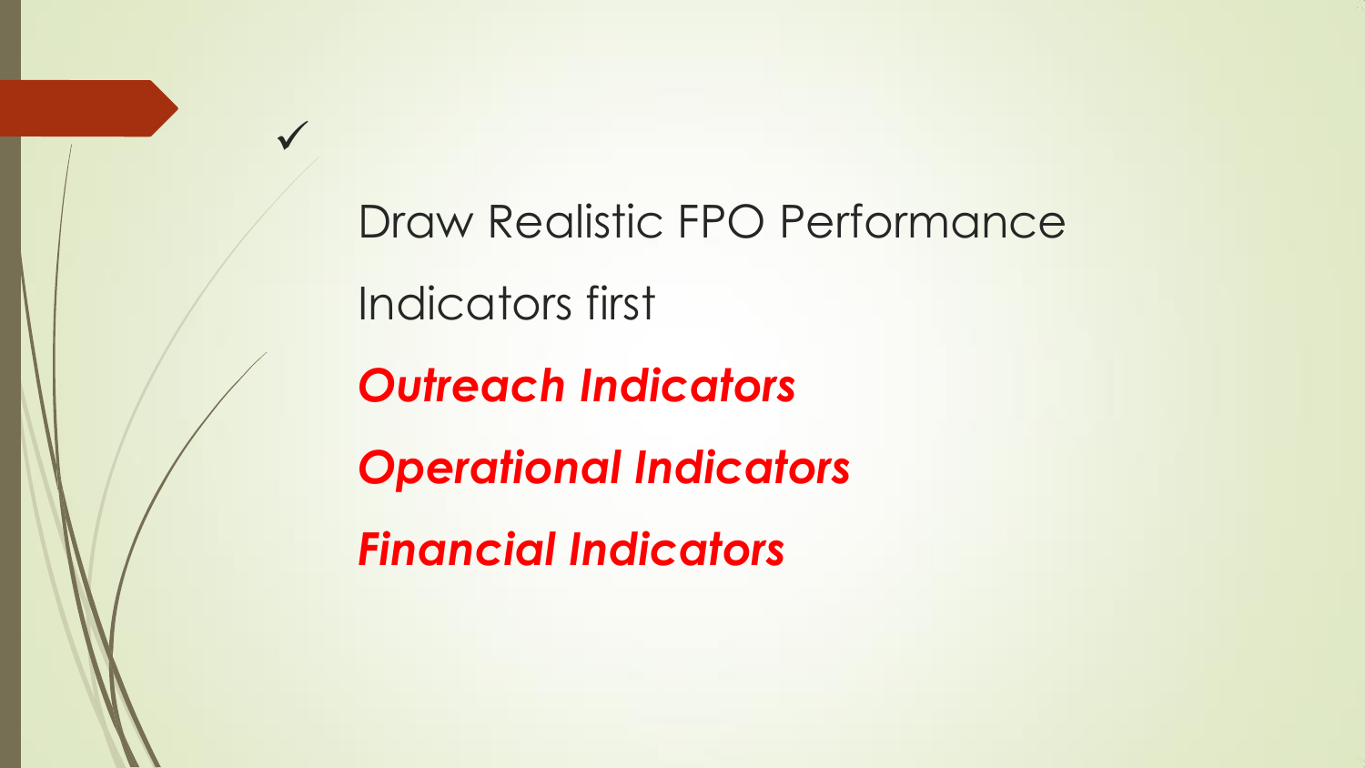✓

Draw Realistic FPO Performance

Indicators first

***Outreach Indicators***

***Operational Indicators***

***Financial Indicators***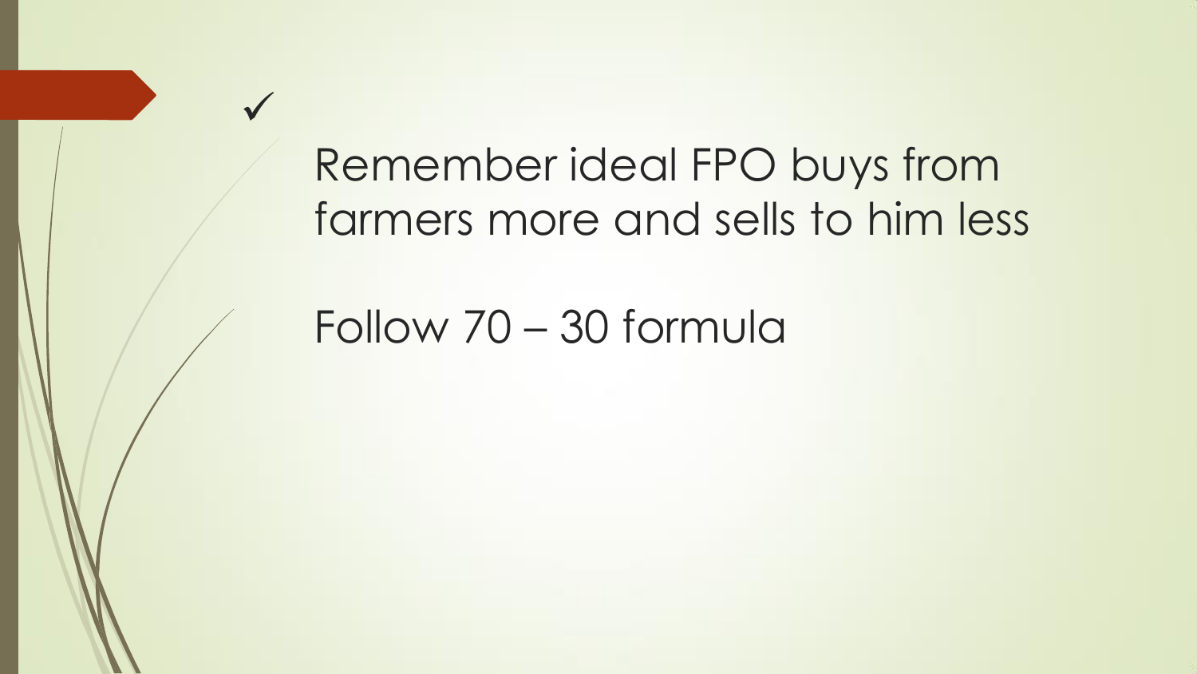✓

Remember ideal FPO buys from farmers more and sells to him less

Follow 70 – 30 formula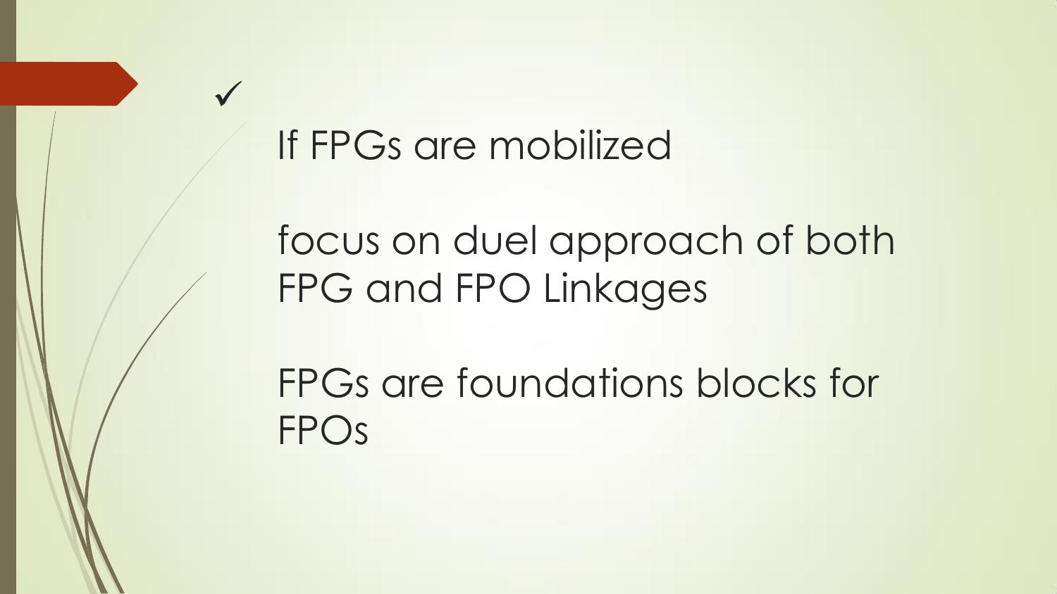✓

If FPGs are mobilized

focus on duel approach of both FPG and FPO Linkages

FPGs are foundations blocks for FPOs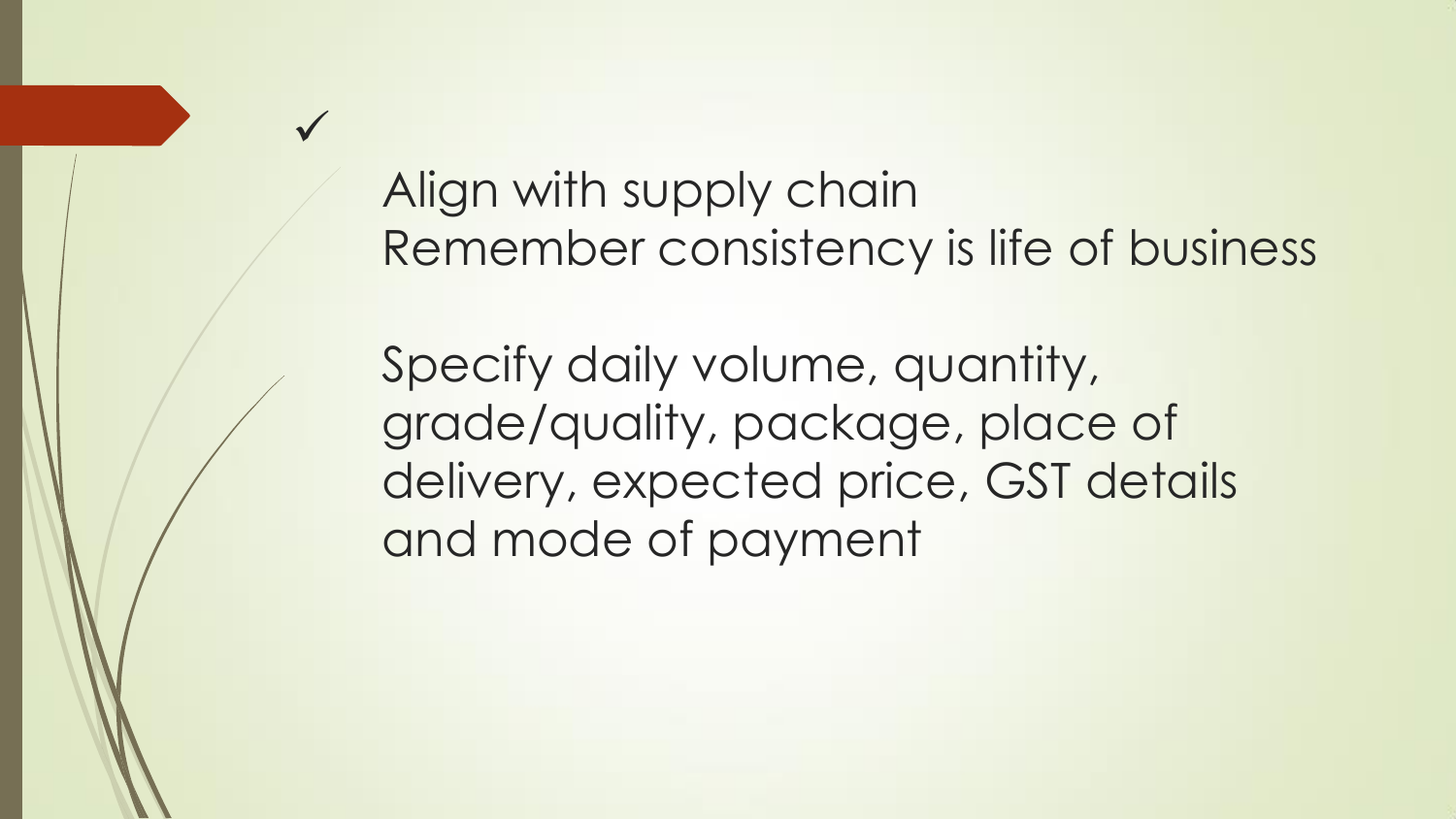✓

Align with supply chain
Remember consistency is life of business

Specify daily volume, quantity, grade/quality, package, place of delivery, expected price, GST details and mode of payment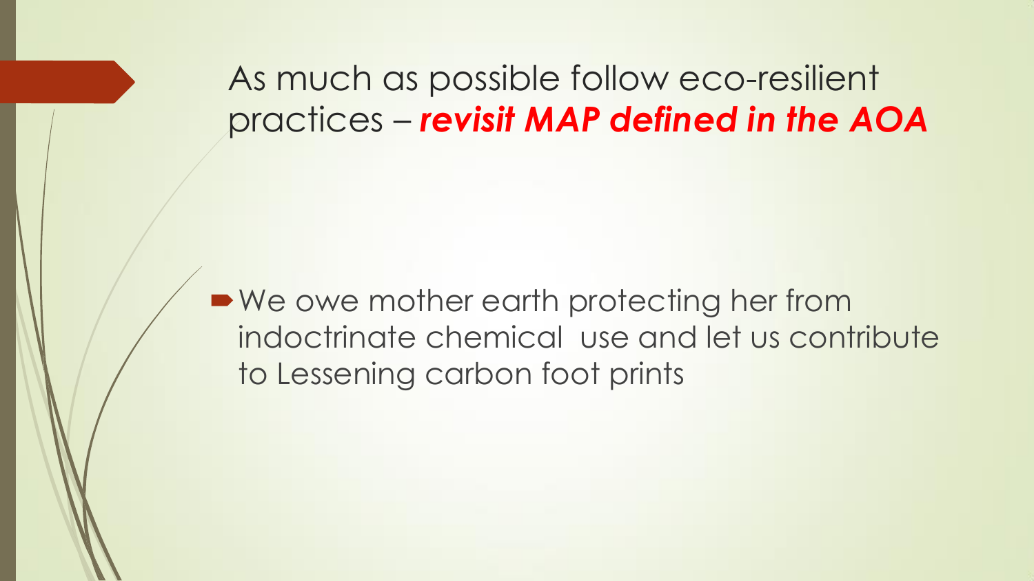# As much as possible follow eco-resilient practices – ***revisit MAP defined in the AOA***

- We owe mother earth protecting her from indoctrinate chemical use and let us contribute to Lessening carbon foot prints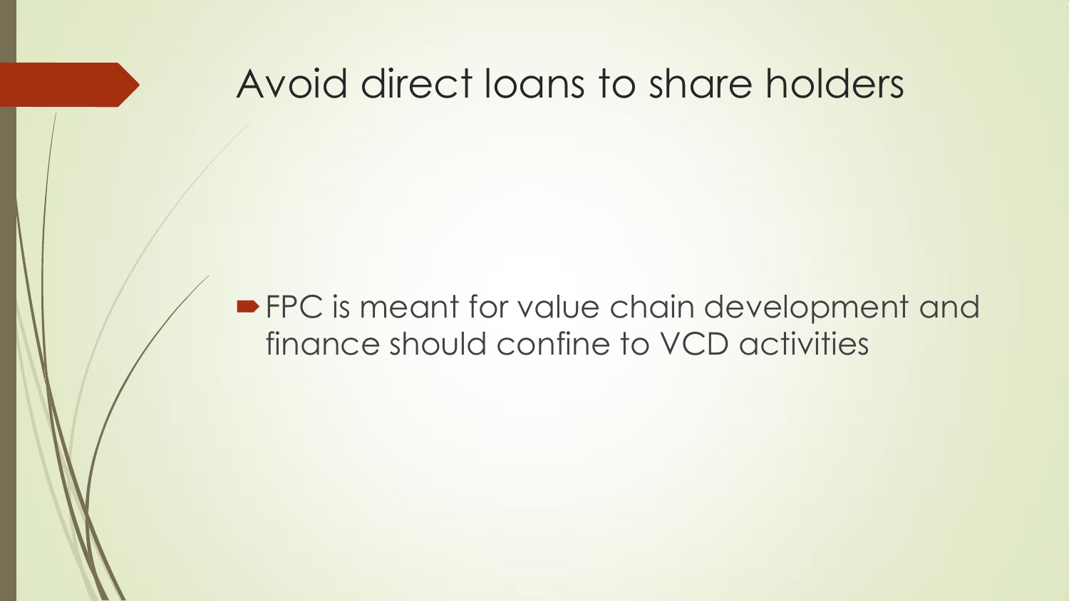# Avoid direct loans to share holders

- FPC is meant for value chain development and finance should confine to VCD activities